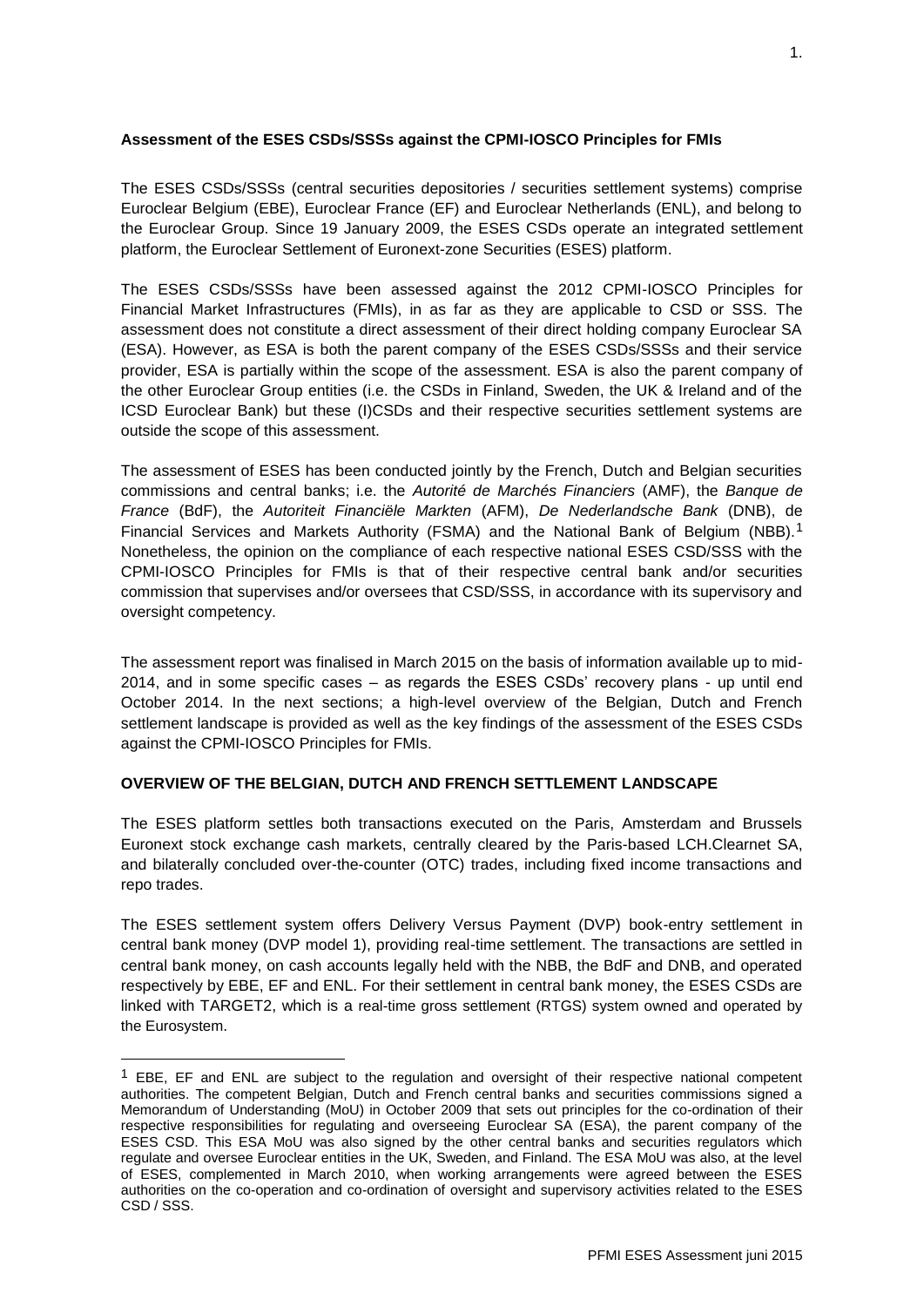**Assessment of the ESES CSDs/SSSs against the CPMI-IOSCO Principles for FMIs**

The ESES CSDs/SSSs (central securities depositories / securities settlement systems) comprise Euroclear Belgium (EBE), Euroclear France (EF) and Euroclear Netherlands (ENL), and belong to the Euroclear Group. Since 19 January 2009, the ESES CSDs operate an integrated settlement platform, the Euroclear Settlement of Euronext-zone Securities (ESES) platform.

The ESES CSDs/SSSs have been assessed against the 2012 CPMI-IOSCO Principles for Financial Market Infrastructures (FMIs), in as far as they are applicable to CSD or SSS. The assessment does not constitute a direct assessment of their direct holding company Euroclear SA (ESA). However, as ESA is both the parent company of the ESES CSDs/SSSs and their service provider, ESA is partially within the scope of the assessment. ESA is also the parent company of the other Euroclear Group entities (i.e. the CSDs in Finland, Sweden, the UK & Ireland and of the ICSD Euroclear Bank) but these (I)CSDs and their respective securities settlement systems are outside the scope of this assessment.

The assessment of ESES has been conducted jointly by the French, Dutch and Belgian securities commissions and central banks; i.e. the *Autorité de Marchés Financiers* (AMF), the *Banque de France* (BdF), the *Autoriteit Financiële Markten* (AFM), *De Nederlandsche Bank* (DNB), de Financial Services and Markets Authority (FSMA) and the National Bank of Belgium (NBB).[1] Nonetheless, the opinion on the compliance of each respective national ESES CSD/SSS with the CPMI-IOSCO Principles for FMIs is that of their respective central bank and/or securities commission that supervises and/or oversees that CSD/SSS, in accordance with its supervisory and oversight competency.

The assessment report was finalised in March 2015 on the basis of information available up to mid-2014, and in some specific cases – as regards the ESES CSDs' recovery plans - up until end October 2014. In the next sections; a high-level overview of the Belgian, Dutch and French settlement landscape is provided as well as the key findings of the assessment of the ESES CSDs against the CPMI-IOSCO Principles for FMIs.

## OVERVIEW OF THE BELGIAN, DUTCH AND FRENCH SETTLEMENT LANDSCAPE

The ESES platform settles both transactions executed on the Paris, Amsterdam and Brussels Euronext stock exchange cash markets, centrally cleared by the Paris-based LCH.Clearnet SA, and bilaterally concluded over-the-counter (OTC) trades, including fixed income transactions and repo trades.

The ESES settlement system offers Delivery Versus Payment (DVP) book-entry settlement in central bank money (DVP model 1), providing real-time settlement. The transactions are settled in central bank money, on cash accounts legally held with the NBB, the BdF and DNB, and operated respectively by EBE, EF and ENL. For their settlement in central bank money, the ESES CSDs are linked with TARGET2, which is a real-time gross settlement (RTGS) system owned and operated by the Eurosystem.

---

[1] EBE, EF and ENL are subject to the regulation and oversight of their respective national competent authorities. The competent Belgian, Dutch and French central banks and securities commissions signed a Memorandum of Understanding (MoU) in October 2009 that sets out principles for the co-ordination of their respective responsibilities for regulating and overseeing Euroclear SA (ESA), the parent company of the ESES CSD. This ESA MoU was also signed by the other central banks and securities regulators which regulate and oversee Euroclear entities in the UK, Sweden, and Finland. The ESA MoU was also, at the level of ESES, complemented in March 2010, when working arrangements were agreed between the ESES authorities on the co-operation and co-ordination of oversight and supervisory activities related to the ESES CSD / SSS.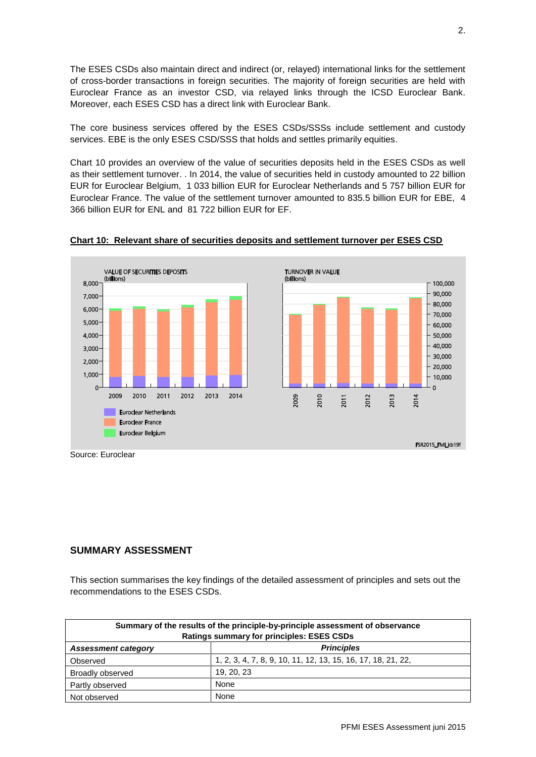The ESES CSDs also maintain direct and indirect (or, relayed) international links for the settlement of cross-border transactions in foreign securities. The majority of foreign securities are held with Euroclear France as an investor CSD, via relayed links through the ICSD Euroclear Bank. Moreover, each ESES CSD has a direct link with Euroclear Bank.

The core business services offered by the ESES CSDs/SSSs include settlement and custody services. EBE is the only ESES CSD/SSS that holds and settles primarily equities.

Chart 10 provides an overview of the value of securities deposits held in the ESES CSDs as well as their settlement turnover. . In 2014, the value of securities held in custody amounted to 22 billion EUR for Euroclear Belgium,  1 033 billion EUR for Euroclear Netherlands and 5 757 billion EUR for Euroclear France. The value of the settlement turnover amounted to 835.5 billion EUR for EBE,  4 366 billion EUR for ENL and  81 722 billion EUR for EF.

**Chart 10:  Relevant share of securities deposits and settlement turnover per ESES CSD**

Source: Euroclear

## SUMMARY ASSESSMENT

This section summarises the key findings of the detailed assessment of principles and sets out the recommendations to the ESES CSDs.

| **Summary of the results of the principle-by-principle assessment of observance Ratings summary for principles: ESES CSDs** | |
|---|---|
| ***Assessment category*** | ***Principles*** |
| Observed | 1, 2, 3, 4, 7, 8, 9, 10, 11, 12, 13, 15, 16, 17, 18, 21, 22, |
| Broadly observed | 19, 20, 23 |
| Partly observed | None |
| Not observed | None |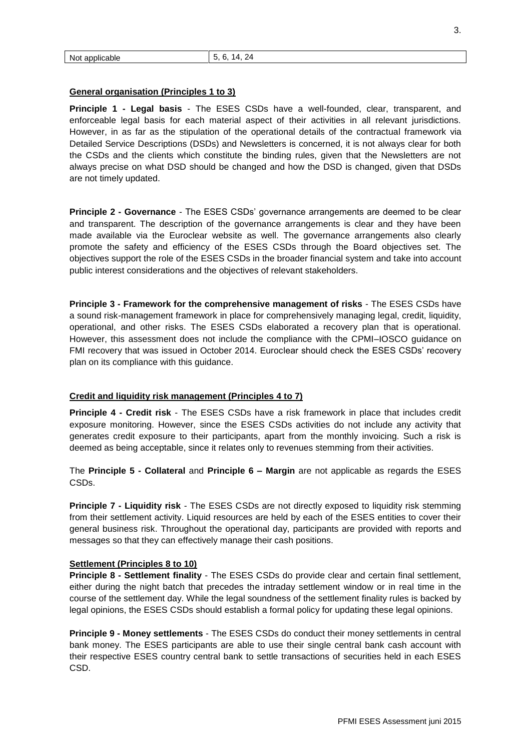| Not applicable | 5, 6, 14, 24 |
|---|---|

**General organisation (Principles 1 to 3)**

**Principle 1 - Legal basis** - The ESES CSDs have a well-founded, clear, transparent, and enforceable legal basis for each material aspect of their activities in all relevant jurisdictions. However, in as far as the stipulation of the operational details of the contractual framework via Detailed Service Descriptions (DSDs) and Newsletters is concerned, it is not always clear for both the CSDs and the clients which constitute the binding rules, given that the Newsletters are not always precise on what DSD should be changed and how the DSD is changed, given that DSDs are not timely updated.

**Principle 2 - Governance** - The ESES CSDs' governance arrangements are deemed to be clear and transparent. The description of the governance arrangements is clear and they have been made available via the Euroclear website as well. The governance arrangements also clearly promote the safety and efficiency of the ESES CSDs through the Board objectives set. The objectives support the role of the ESES CSDs in the broader financial system and take into account public interest considerations and the objectives of relevant stakeholders.

**Principle 3 - Framework for the comprehensive management of risks** - The ESES CSDs have a sound risk-management framework in place for comprehensively managing legal, credit, liquidity, operational, and other risks. The ESES CSDs elaborated a recovery plan that is operational. However, this assessment does not include the compliance with the CPMI–IOSCO guidance on FMI recovery that was issued in October 2014. Euroclear should check the ESES CSDs' recovery plan on its compliance with this guidance.

**Credit and liquidity risk management (Principles 4 to 7)**

**Principle 4 - Credit risk** - The ESES CSDs have a risk framework in place that includes credit exposure monitoring. However, since the ESES CSDs activities do not include any activity that generates credit exposure to their participants, apart from the monthly invoicing. Such a risk is deemed as being acceptable, since it relates only to revenues stemming from their activities.

The **Principle 5 - Collateral** and **Principle 6 – Margin** are not applicable as regards the ESES CSDs.

**Principle 7 - Liquidity risk** - The ESES CSDs are not directly exposed to liquidity risk stemming from their settlement activity. Liquid resources are held by each of the ESES entities to cover their general business risk. Throughout the operational day, participants are provided with reports and messages so that they can effectively manage their cash positions.

**Settlement (Principles 8 to 10)**

**Principle 8 - Settlement finality** - The ESES CSDs do provide clear and certain final settlement, either during the night batch that precedes the intraday settlement window or in real time in the course of the settlement day. While the legal soundness of the settlement finality rules is backed by legal opinions, the ESES CSDs should establish a formal policy for updating these legal opinions.

**Principle 9 - Money settlements** - The ESES CSDs do conduct their money settlements in central bank money. The ESES participants are able to use their single central bank cash account with their respective ESES country central bank to settle transactions of securities held in each ESES CSD.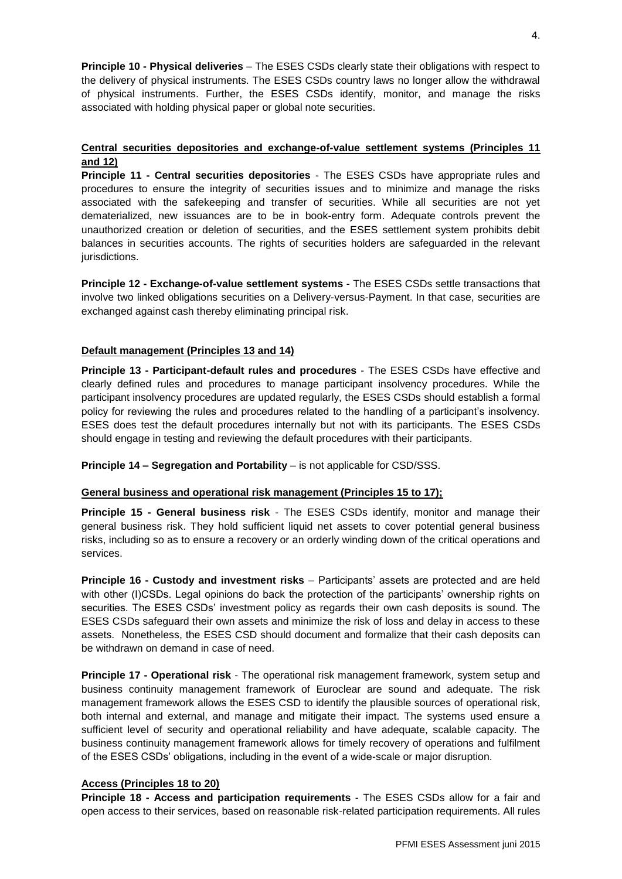**Principle 10 - Physical deliveries** – The ESES CSDs clearly state their obligations with respect to the delivery of physical instruments. The ESES CSDs country laws no longer allow the withdrawal of physical instruments. Further, the ESES CSDs identify, monitor, and manage the risks associated with holding physical paper or global note securities.

**Central securities depositories and exchange-of-value settlement systems (Principles 11 and 12)**

**Principle 11 - Central securities depositories** - The ESES CSDs have appropriate rules and procedures to ensure the integrity of securities issues and to minimize and manage the risks associated with the safekeeping and transfer of securities. While all securities are not yet dematerialized, new issuances are to be in book-entry form. Adequate controls prevent the unauthorized creation or deletion of securities, and the ESES settlement system prohibits debit balances in securities accounts. The rights of securities holders are safeguarded in the relevant jurisdictions.

**Principle 12 - Exchange-of-value settlement systems** - The ESES CSDs settle transactions that involve two linked obligations securities on a Delivery-versus-Payment. In that case, securities are exchanged against cash thereby eliminating principal risk.

**Default management (Principles 13 and 14)**

**Principle 13 - Participant-default rules and procedures** - The ESES CSDs have effective and clearly defined rules and procedures to manage participant insolvency procedures. While the participant insolvency procedures are updated regularly, the ESES CSDs should establish a formal policy for reviewing the rules and procedures related to the handling of a participant's insolvency. ESES does test the default procedures internally but not with its participants. The ESES CSDs should engage in testing and reviewing the default procedures with their participants.

**Principle 14 – Segregation and Portability** – is not applicable for CSD/SSS.

**General business and operational risk management (Principles 15 to 17);**

**Principle 15 - General business risk** - The ESES CSDs identify, monitor and manage their general business risk. They hold sufficient liquid net assets to cover potential general business risks, including so as to ensure a recovery or an orderly winding down of the critical operations and services.

**Principle 16 - Custody and investment risks** – Participants' assets are protected and are held with other (I)CSDs. Legal opinions do back the protection of the participants' ownership rights on securities. The ESES CSDs' investment policy as regards their own cash deposits is sound. The ESES CSDs safeguard their own assets and minimize the risk of loss and delay in access to these assets. Nonetheless, the ESES CSD should document and formalize that their cash deposits can be withdrawn on demand in case of need.

**Principle 17 - Operational risk** - The operational risk management framework, system setup and business continuity management framework of Euroclear are sound and adequate. The risk management framework allows the ESES CSD to identify the plausible sources of operational risk, both internal and external, and manage and mitigate their impact. The systems used ensure a sufficient level of security and operational reliability and have adequate, scalable capacity. The business continuity management framework allows for timely recovery of operations and fulfilment of the ESES CSDs' obligations, including in the event of a wide-scale or major disruption.

**Access (Principles 18 to 20)**

**Principle 18 - Access and participation requirements** - The ESES CSDs allow for a fair and open access to their services, based on reasonable risk-related participation requirements. All rules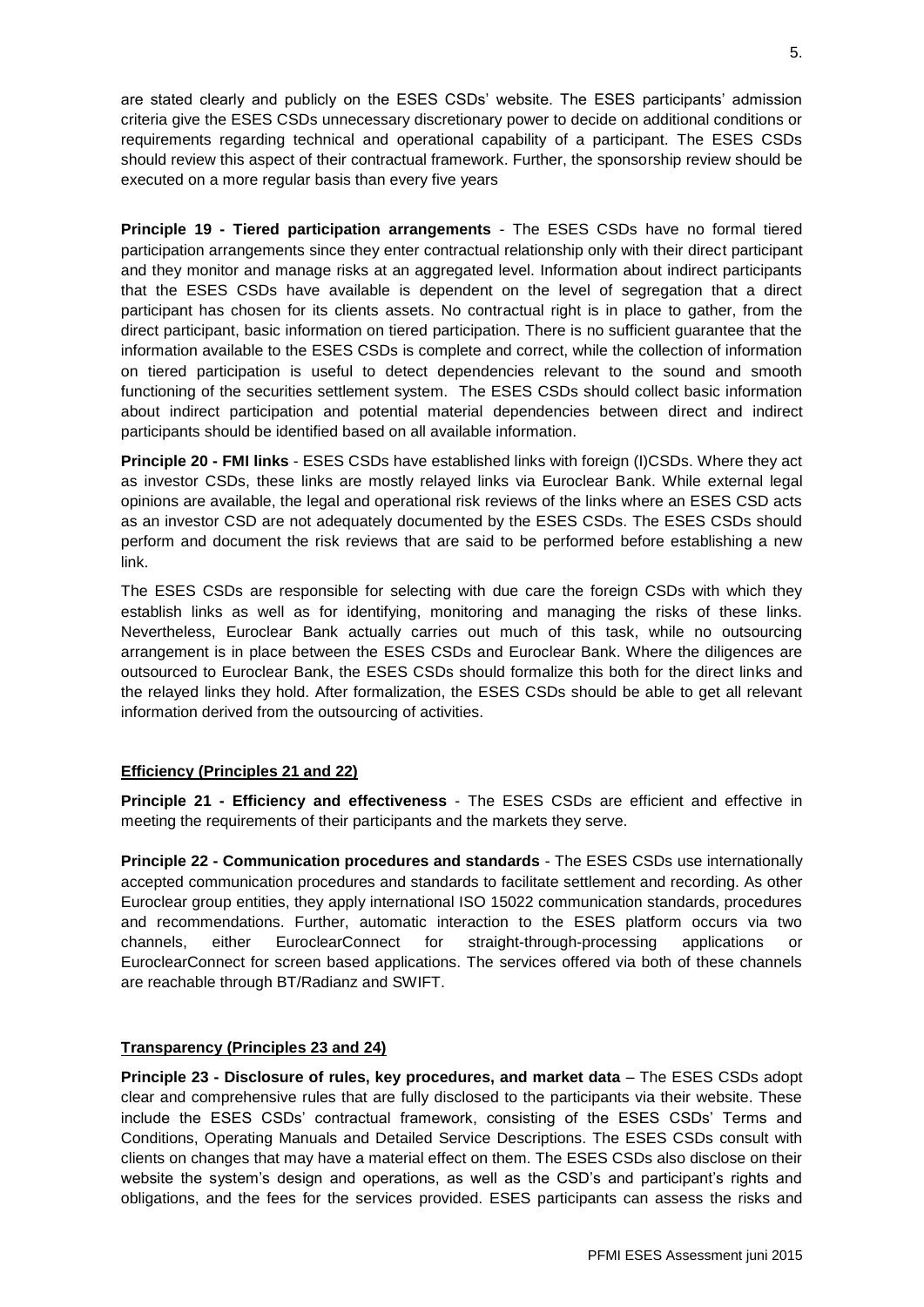are stated clearly and publicly on the ESES CSDs' website. The ESES participants' admission criteria give the ESES CSDs unnecessary discretionary power to decide on additional conditions or requirements regarding technical and operational capability of a participant. The ESES CSDs should review this aspect of their contractual framework. Further, the sponsorship review should be executed on a more regular basis than every five years

**Principle 19 - Tiered participation arrangements** - The ESES CSDs have no formal tiered participation arrangements since they enter contractual relationship only with their direct participant and they monitor and manage risks at an aggregated level. Information about indirect participants that the ESES CSDs have available is dependent on the level of segregation that a direct participant has chosen for its clients assets. No contractual right is in place to gather, from the direct participant, basic information on tiered participation. There is no sufficient guarantee that the information available to the ESES CSDs is complete and correct, while the collection of information on tiered participation is useful to detect dependencies relevant to the sound and smooth functioning of the securities settlement system. The ESES CSDs should collect basic information about indirect participation and potential material dependencies between direct and indirect participants should be identified based on all available information.

**Principle 20 - FMI links** - ESES CSDs have established links with foreign (I)CSDs. Where they act as investor CSDs, these links are mostly relayed links via Euroclear Bank. While external legal opinions are available, the legal and operational risk reviews of the links where an ESES CSD acts as an investor CSD are not adequately documented by the ESES CSDs. The ESES CSDs should perform and document the risk reviews that are said to be performed before establishing a new link.

The ESES CSDs are responsible for selecting with due care the foreign CSDs with which they establish links as well as for identifying, monitoring and managing the risks of these links. Nevertheless, Euroclear Bank actually carries out much of this task, while no outsourcing arrangement is in place between the ESES CSDs and Euroclear Bank. Where the diligences are outsourced to Euroclear Bank, the ESES CSDs should formalize this both for the direct links and the relayed links they hold. After formalization, the ESES CSDs should be able to get all relevant information derived from the outsourcing of activities.

**Efficiency (Principles 21 and 22)**

**Principle 21 - Efficiency and effectiveness** - The ESES CSDs are efficient and effective in meeting the requirements of their participants and the markets they serve.

**Principle 22 - Communication procedures and standards** - The ESES CSDs use internationally accepted communication procedures and standards to facilitate settlement and recording. As other Euroclear group entities, they apply international ISO 15022 communication standards, procedures and recommendations. Further, automatic interaction to the ESES platform occurs via two channels, either EuroclearConnect for straight-through-processing applications or EuroclearConnect for screen based applications. The services offered via both of these channels are reachable through BT/Radianz and SWIFT.

**Transparency (Principles 23 and 24)**

**Principle 23 - Disclosure of rules, key procedures, and market data** – The ESES CSDs adopt clear and comprehensive rules that are fully disclosed to the participants via their website. These include the ESES CSDs' contractual framework, consisting of the ESES CSDs' Terms and Conditions, Operating Manuals and Detailed Service Descriptions. The ESES CSDs consult with clients on changes that may have a material effect on them. The ESES CSDs also disclose on their website the system's design and operations, as well as the CSD's and participant's rights and obligations, and the fees for the services provided. ESES participants can assess the risks and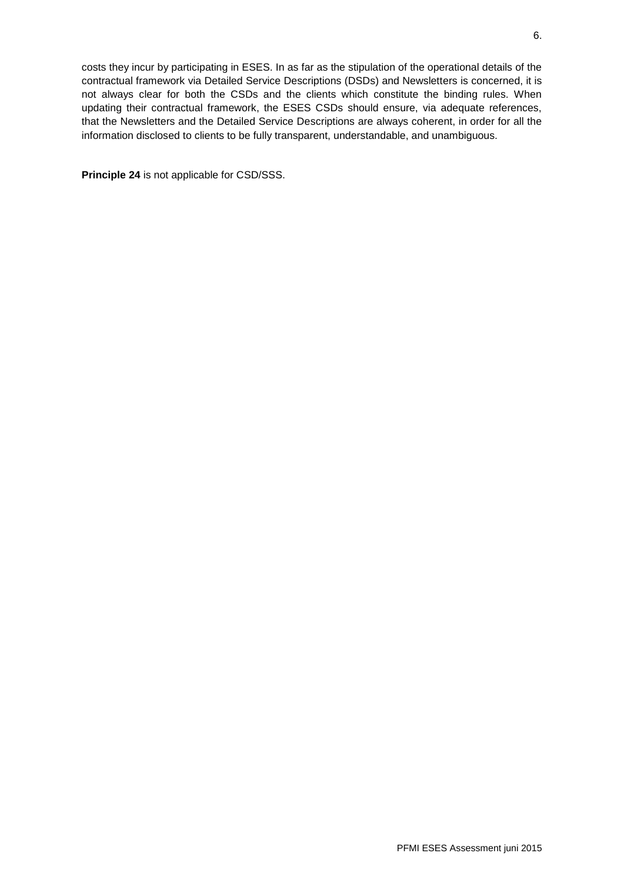costs they incur by participating in ESES. In as far as the stipulation of the operational details of the contractual framework via Detailed Service Descriptions (DSDs) and Newsletters is concerned, it is not always clear for both the CSDs and the clients which constitute the binding rules. When updating their contractual framework, the ESES CSDs should ensure, via adequate references, that the Newsletters and the Detailed Service Descriptions are always coherent, in order for all the information disclosed to clients to be fully transparent, understandable, and unambiguous.

**Principle 24** is not applicable for CSD/SSS.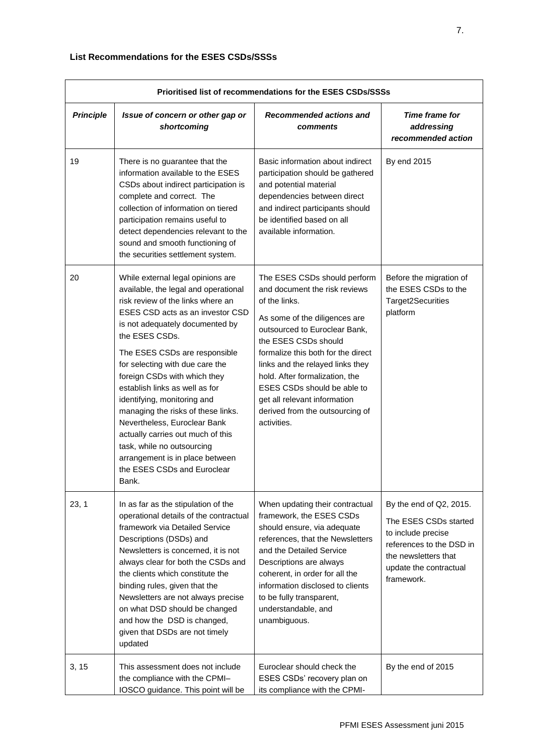### List Recommendations for the ESES CSDs/SSSs

| Prioritised list of recommendations for the ESES CSDs/SSSs | | | |
|---|---|---|---|
| ***Principle*** | ***Issue of concern or other gap or shortcoming*** | ***Recommended actions and comments*** | ***Time frame for addressing recommended action*** |
| 19 | There is no guarantee that the information available to the ESES CSDs about indirect participation is complete and correct. The collection of information on tiered participation remains useful to detect dependencies relevant to the sound and smooth functioning of the securities settlement system. | Basic information about indirect participation should be gathered and potential material dependencies between direct and indirect participants should be identified based on all available information. | By end 2015 |
| 20 | While external legal opinions are available, the legal and operational risk review of the links where an ESES CSD acts as an investor CSD is not adequately documented by the ESES CSDs.<br><br>The ESES CSDs are responsible for selecting with due care the foreign CSDs with which they establish links as well as for identifying, monitoring and managing the risks of these links. Nevertheless, Euroclear Bank actually carries out much of this task, while no outsourcing arrangement is in place between the ESES CSDs and Euroclear Bank. | The ESES CSDs should perform and document the risk reviews of the links.<br><br>As some of the diligences are outsourced to Euroclear Bank, the ESES CSDs should formalize this both for the direct links and the relayed links they hold. After formalization, the ESES CSDs should be able to get all relevant information derived from the outsourcing of activities. | Before the migration of the ESES CSDs to the Target2Securities platform |
| 23, 1 | In as far as the stipulation of the operational details of the contractual framework via Detailed Service Descriptions (DSDs) and Newsletters is concerned, it is not always clear for both the CSDs and the clients which constitute the binding rules, given that the Newsletters are not always precise on what DSD should be changed and how the DSD is changed, given that DSDs are not timely updated | When updating their contractual framework, the ESES CSDs should ensure, via adequate references, that the Newsletters and the Detailed Service Descriptions are always coherent, in order for all the information disclosed to clients to be fully transparent, understandable, and unambiguous. | By the end of Q2, 2015. The ESES CSDs started to include precise references to the DSD in the newsletters that update the contractual framework. |
| 3, 15 | This assessment does not include the compliance with the CPMI–IOSCO guidance. This point will be | Euroclear should check the ESES CSDs' recovery plan on its compliance with the CPMI- | By the end of 2015 |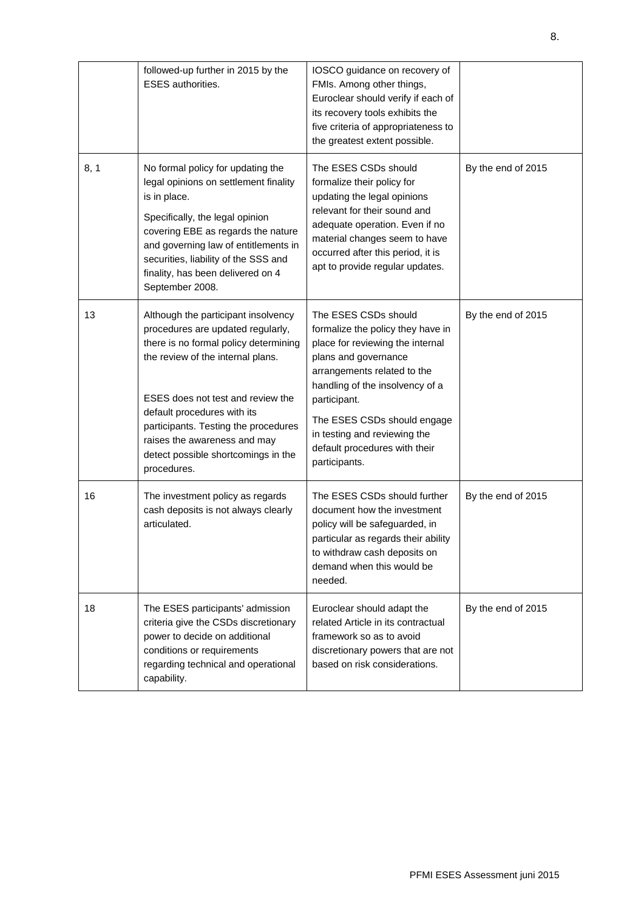| | | | |
|---|---|---|---|
| | followed-up further in 2015 by the ESES authorities. | IOSCO guidance on recovery of FMIs. Among other things, Euroclear should verify if each of its recovery tools exhibits the five criteria of appropriateness to the greatest extent possible. | |
| 8, 1 | No formal policy for updating the legal opinions on settlement finality is in place.<br><br>Specifically, the legal opinion covering EBE as regards the nature and governing law of entitlements in securities, liability of the SSS and finality, has been delivered on 4 September 2008. | The ESES CSDs should formalize their policy for updating the legal opinions relevant for their sound and adequate operation. Even if no material changes seem to have occurred after this period, it is apt to provide regular updates. | By the end of 2015 |
| 13 | Although the participant insolvency procedures are updated regularly, there is no formal policy determining the review of the internal plans.<br><br>ESES does not test and review the default procedures with its participants. Testing the procedures raises the awareness and may detect possible shortcomings in the procedures. | The ESES CSDs should formalize the policy they have in place for reviewing the internal plans and governance arrangements related to the handling of the insolvency of a participant.<br><br>The ESES CSDs should engage in testing and reviewing the default procedures with their participants. | By the end of 2015 |
| 16 | The investment policy as regards cash deposits is not always clearly articulated. | The ESES CSDs should further document how the investment policy will be safeguarded, in particular as regards their ability to withdraw cash deposits on demand when this would be needed. | By the end of 2015 |
| 18 | The ESES participants' admission criteria give the CSDs discretionary power to decide on additional conditions or requirements regarding technical and operational capability. | Euroclear should adapt the related Article in its contractual framework so as to avoid discretionary powers that are not based on risk considerations. | By the end of 2015 |